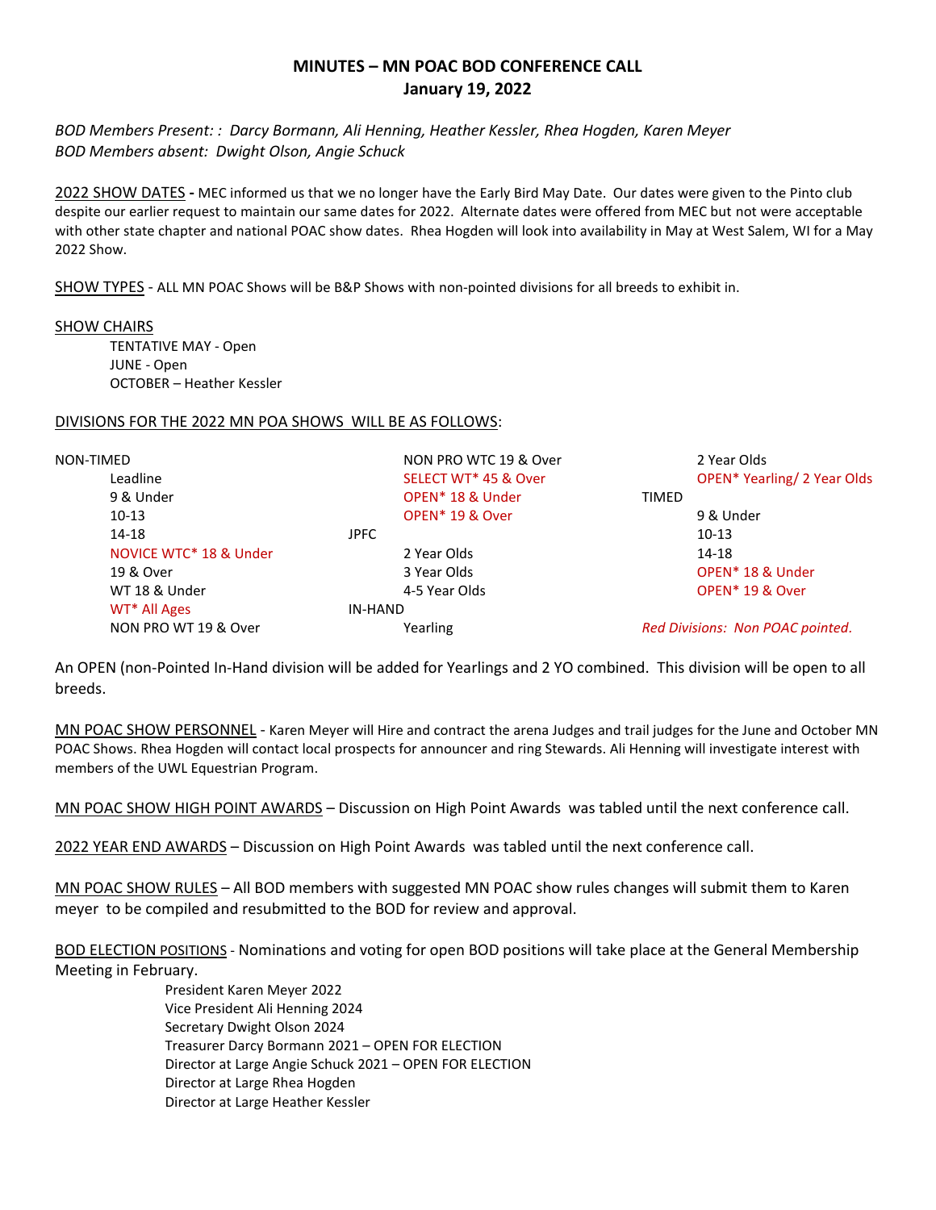# MINUTES – MN POAC BOD CONFERENCE CALL
## January 19, 2022

*BOD Members Present: : Darcy Bormann, Ali Henning, Heather Kessler, Rhea Hogden, Karen Meyer*
*BOD Members absent: Dwight Olson, Angie Schuck*

<u>2022 SHOW DATES</u> **-** MEC informed us that we no longer have the Early Bird May Date. Our dates were given to the Pinto club despite our earlier request to maintain our same dates for 2022. Alternate dates were offered from MEC but not were acceptable with other state chapter and national POAC show dates. Rhea Hogden will look into availability in May at West Salem, WI for a May 2022 Show.

<u>SHOW TYPES</u> - ALL MN POAC Shows will be B&P Shows with non-pointed divisions for all breeds to exhibit in.

<u>SHOW CHAIRS</u>

- TENTATIVE MAY - Open
- JUNE - Open
- OCTOBER – Heather Kessler

<u>DIVISIONS FOR THE 2022 MN POA SHOWS WILL BE AS FOLLOWS</u>:

NON-TIMED
- Leadline
- 9 & Under
- 10-13
- 14-18
- NOVICE WTC* 18 & Under
- 19 & Over
- WT 18 & Under
- WT* All Ages
- NON PRO WT 19 & Over
- NON PRO WTC 19 & Over
- SELECT WT* 45 & Over
- OPEN* 18 & Under
- OPEN* 19 & Over

JPFC
- 2 Year Olds
- 3 Year Olds
- 4-5 Year Olds

IN-HAND
- Yearling
- 2 Year Olds
- OPEN* Yearling/ 2 Year Olds

TIMED
- 9 & Under
- 10-13
- 14-18
- OPEN* 18 & Under
- OPEN* 19 & Over

*Red Divisions: Non POAC pointed.*

An OPEN (non-Pointed In-Hand division will be added for Yearlings and 2 YO combined. This division will be open to all breeds.

<u>MN POAC SHOW PERSONNEL</u> - Karen Meyer will Hire and contract the arena Judges and trail judges for the June and October MN POAC Shows. Rhea Hogden will contact local prospects for announcer and ring Stewards. Ali Henning will investigate interest with members of the UWL Equestrian Program.

<u>MN POAC SHOW HIGH POINT AWARDS</u> – Discussion on High Point Awards was tabled until the next conference call.

<u>2022 YEAR END AWARDS</u> – Discussion on High Point Awards was tabled until the next conference call.

<u>MN POAC SHOW RULES</u> – All BOD members with suggested MN POAC show rules changes will submit them to Karen meyer to be compiled and resubmitted to the BOD for review and approval.

<u>BOD ELECTION POSITIONS</u> - Nominations and voting for open BOD positions will take place at the General Membership Meeting in February.

- President Karen Meyer 2022
- Vice President Ali Henning 2024
- Secretary Dwight Olson 2024
- Treasurer Darcy Bormann 2021 – OPEN FOR ELECTION
- Director at Large Angie Schuck 2021 – OPEN FOR ELECTION
- Director at Large Rhea Hogden
- Director at Large Heather Kessler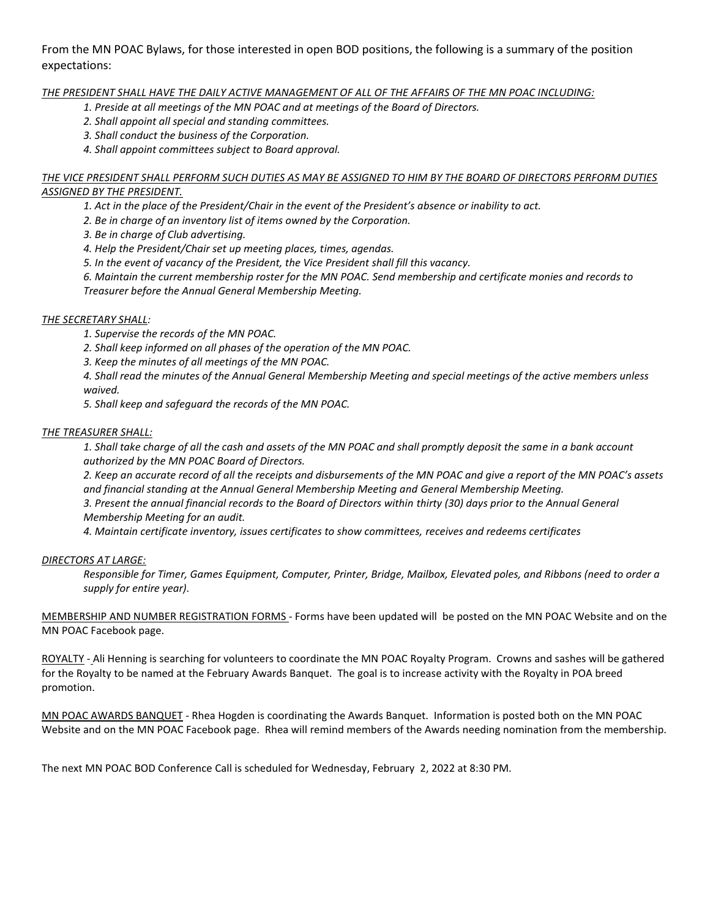From the MN POAC Bylaws, for those interested in open BOD positions, the following is a summary of the position expectations:

*THE PRESIDENT SHALL HAVE THE DAILY ACTIVE MANAGEMENT OF ALL OF THE AFFAIRS OF THE MN POAC INCLUDING:*

*1. Preside at all meetings of the MN POAC and at meetings of the Board of Directors.*
*2. Shall appoint all special and standing committees.*
*3. Shall conduct the business of the Corporation.*
*4. Shall appoint committees subject to Board approval.*

*THE VICE PRESIDENT SHALL PERFORM SUCH DUTIES AS MAY BE ASSIGNED TO HIM BY THE BOARD OF DIRECTORS PERFORM DUTIES ASSIGNED BY THE PRESIDENT.*

*1. Act in the place of the President/Chair in the event of the President's absence or inability to act.*
*2. Be in charge of an inventory list of items owned by the Corporation.*
*3. Be in charge of Club advertising.*
*4. Help the President/Chair set up meeting places, times, agendas.*
*5. In the event of vacancy of the President, the Vice President shall fill this vacancy.*
*6. Maintain the current membership roster for the MN POAC. Send membership and certificate monies and records to Treasurer before the Annual General Membership Meeting.*

*THE SECRETARY SHALL:*

*1. Supervise the records of the MN POAC.*
*2. Shall keep informed on all phases of the operation of the MN POAC.*
*3. Keep the minutes of all meetings of the MN POAC.*
*4. Shall read the minutes of the Annual General Membership Meeting and special meetings of the active members unless waived.*
*5. Shall keep and safeguard the records of the MN POAC.*

*THE TREASURER SHALL:*

*1. Shall take charge of all the cash and assets of the MN POAC and shall promptly deposit the same in a bank account authorized by the MN POAC Board of Directors.*
*2. Keep an accurate record of all the receipts and disbursements of the MN POAC and give a report of the MN POAC's assets and financial standing at the Annual General Membership Meeting and General Membership Meeting.*
*3. Present the annual financial records to the Board of Directors within thirty (30) days prior to the Annual General Membership Meeting for an audit.*
*4. Maintain certificate inventory, issues certificates to show committees, receives and redeems certificates*

*DIRECTORS AT LARGE:*

*Responsible for Timer, Games Equipment, Computer, Printer, Bridge, Mailbox, Elevated poles, and Ribbons (need to order a supply for entire year).*

MEMBERSHIP AND NUMBER REGISTRATION FORMS - Forms have been updated will be posted on the MN POAC Website and on the MN POAC Facebook page.

ROYALTY - Ali Henning is searching for volunteers to coordinate the MN POAC Royalty Program. Crowns and sashes will be gathered for the Royalty to be named at the February Awards Banquet. The goal is to increase activity with the Royalty in POA breed promotion.

MN POAC AWARDS BANQUET - Rhea Hogden is coordinating the Awards Banquet. Information is posted both on the MN POAC Website and on the MN POAC Facebook page. Rhea will remind members of the Awards needing nomination from the membership.

The next MN POAC BOD Conference Call is scheduled for Wednesday, February 2, 2022 at 8:30 PM.